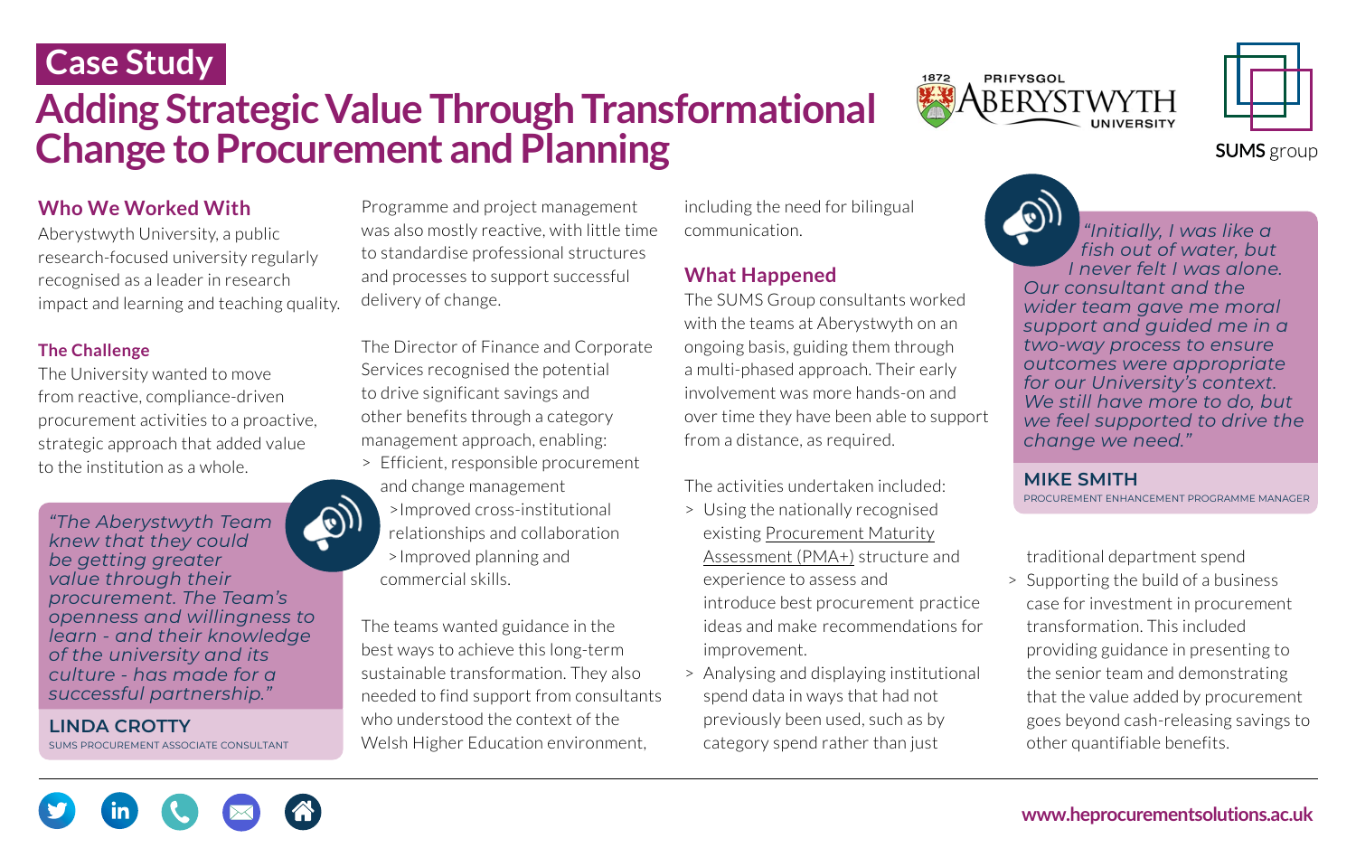**Case Study**

# Adding Strategic Value Through Transformational Change to Procurement and Planning

## Who We Worked With

Aberystwyth University, a public research-focused university regularly recognised as a leader in research impact and learning and teaching quality.

### The Challenge

The University wanted to move from reactive, compliance-driven procurement activities to a proactive, strategic approach that added value to the institution as a whole.

> *"The Aberystwyth Team knew that they could be getting greater value through their procurement. The Team's openness and willingness to learn - and their knowledge of the university and its culture - has made for a successful partnership."*
>
> **LINDA CROTTY**
> SUMS PROCUREMENT ASSOCIATE CONSULTANT

Programme and project management was also mostly reactive, with little time to standardise professional structures and processes to support successful delivery of change.

The Director of Finance and Corporate Services recognised the potential to drive significant savings and other benefits through a category management approach, enabling:

- Efficient, responsible procurement and change management
- Improved cross-institutional relationships and collaboration
- Improved planning and commercial skills.

The teams wanted guidance in the best ways to achieve this long-term sustainable transformation. They also needed to find support from consultants who understood the context of the Welsh Higher Education environment, including the need for bilingual communication.

## What Happened

The SUMS Group consultants worked with the teams at Aberystwyth on an ongoing basis, guiding them through a multi-phased approach. Their early involvement was more hands-on and over time they have been able to support from a distance, as required.

The activities undertaken included:

- Using the nationally recognised existing Procurement Maturity Assessment (PMA+) structure and experience to assess and introduce best procurement practice ideas and make recommendations for improvement.
- Analysing and displaying institutional spend data in ways that had not previously been used, such as by category spend rather than just traditional department spend
- Supporting the build of a business case for investment in procurement transformation. This included providing guidance in presenting to the senior team and demonstrating that the value added by procurement goes beyond cash-releasing savings to other quantifiable benefits.

> *"Initially, I was like a fish out of water, but I never felt I was alone. Our consultant and the wider team gave me moral support and guided me in a two-way process to ensure outcomes were appropriate for our University's context. We still have more to do, but we feel supported to drive the change we need."*
>
> **MIKE SMITH**
> PROCUREMENT ENHANCEMENT PROGRAMME MANAGER

www.heprocurementsolutions.ac.uk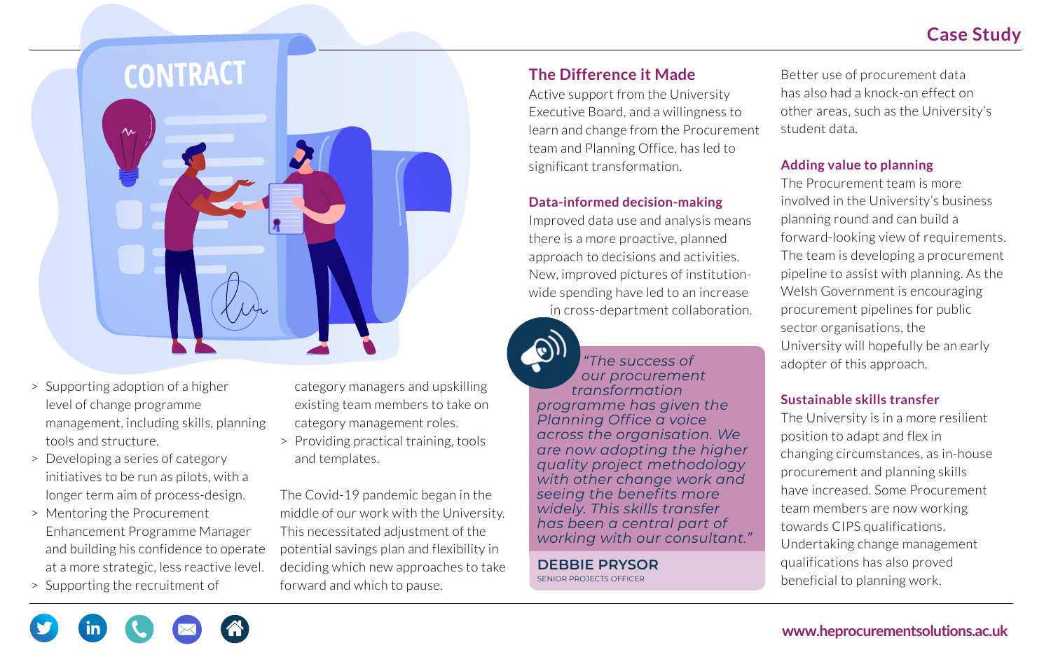- Supporting adoption of a higher level of change programme management, including skills, planning tools and structure.
- Developing a series of category initiatives to be run as pilots, with a longer term aim of process-design.
- Mentoring the Procurement Enhancement Programme Manager and building his confidence to operate at a more strategic, less reactive level.
- Supporting the recruitment of category managers and upskilling existing team members to take on category management roles.
- Providing practical training, tools and templates.

The Covid-19 pandemic began in the middle of our work with the University. This necessitated adjustment of the potential savings plan and flexibility in deciding which new approaches to take forward and which to pause.

## The Difference it Made

Active support from the University Executive Board, and a willingness to learn and change from the Procurement team and Planning Office, has led to significant transformation.

### Data-informed decision-making

Improved data use and analysis means there is a more proactive, planned approach to decisions and activities. New, improved pictures of institution-wide spending have led to an increase in cross-department collaboration.

> *"The success of our procurement transformation programme has given the Planning Office a voice across the organisation. We are now adopting the higher quality project methodology with other change work and seeing the benefits more widely. This skills transfer has been a central part of working with our consultant."*
>
> **DEBBIE PRYSOR**
> SENIOR PROJECTS OFFICER

Better use of procurement data has also had a knock-on effect on other areas, such as the University's student data.

### Adding value to planning

The Procurement team is more involved in the University's business planning round and can build a forward-looking view of requirements. The team is developing a procurement pipeline to assist with planning. As the Welsh Government is encouraging procurement pipelines for public sector organisations, the University will hopefully be an early adopter of this approach.

### Sustainable skills transfer

The University is in a more resilient position to adapt and flex in changing circumstances, as in-house procurement and planning skills have increased. Some Procurement team members are now working towards CIPS qualifications. Undertaking change management qualifications has also proved beneficial to planning work.